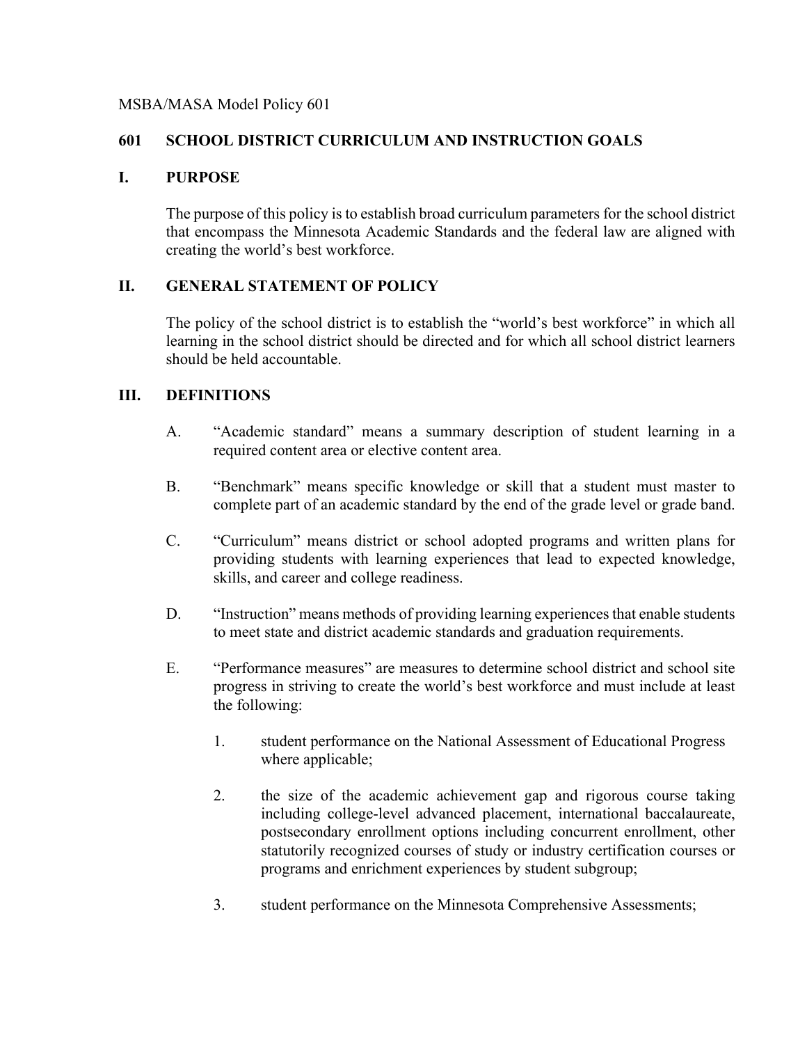MSBA/MASA Model Policy 601

# 601 SCHOOL DISTRICT CURRICULUM AND INSTRUCTION GOALS

## I. PURPOSE

The purpose of this policy is to establish broad curriculum parameters for the school district that encompass the Minnesota Academic Standards and the federal law are aligned with creating the world's best workforce.

## II. GENERAL STATEMENT OF POLICY

The policy of the school district is to establish the "world's best workforce" in which all learning in the school district should be directed and for which all school district learners should be held accountable.

## III. DEFINITIONS

A. "Academic standard" means a summary description of student learning in a required content area or elective content area.

B. "Benchmark" means specific knowledge or skill that a student must master to complete part of an academic standard by the end of the grade level or grade band.

C. "Curriculum" means district or school adopted programs and written plans for providing students with learning experiences that lead to expected knowledge, skills, and career and college readiness.

D. "Instruction" means methods of providing learning experiences that enable students to meet state and district academic standards and graduation requirements.

E. "Performance measures" are measures to determine school district and school site progress in striving to create the world's best workforce and must include at least the following:

1. student performance on the National Assessment of Educational Progress where applicable;

2. the size of the academic achievement gap and rigorous course taking including college-level advanced placement, international baccalaureate, postsecondary enrollment options including concurrent enrollment, other statutorily recognized courses of study or industry certification courses or programs and enrichment experiences by student subgroup;

3. student performance on the Minnesota Comprehensive Assessments;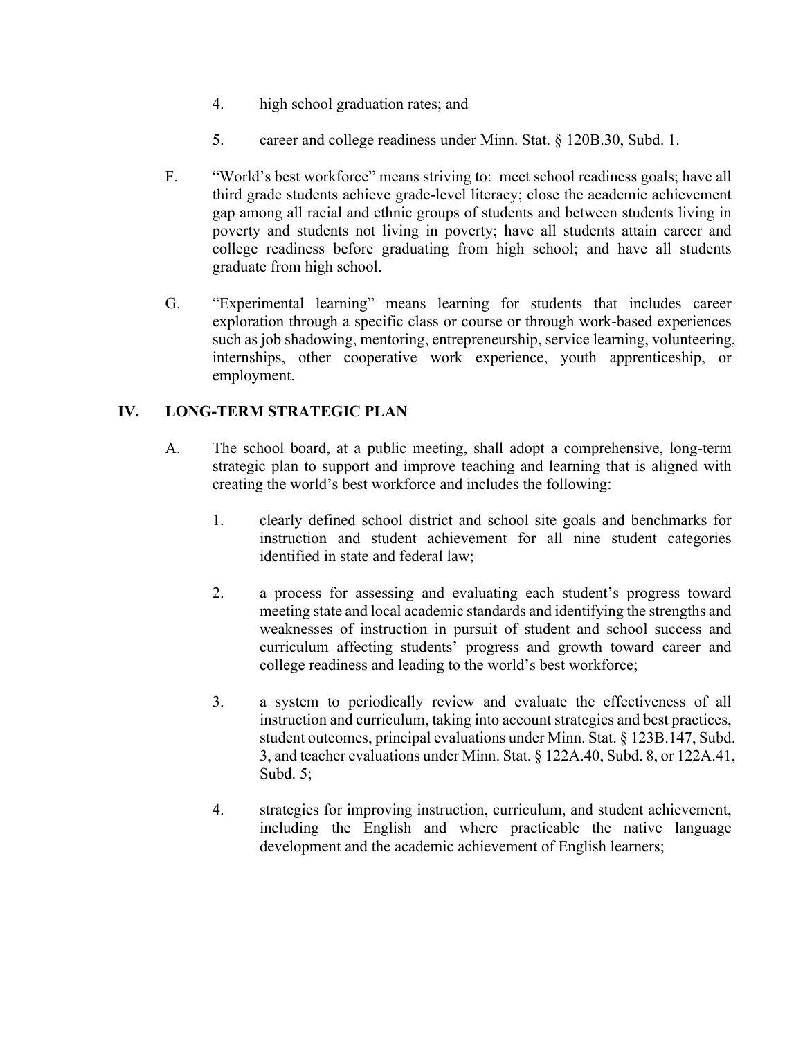4. high school graduation rates; and

5. career and college readiness under Minn. Stat. § 120B.30, Subd. 1.

F. "World's best workforce" means striving to: meet school readiness goals; have all third grade students achieve grade-level literacy; close the academic achievement gap among all racial and ethnic groups of students and between students living in poverty and students not living in poverty; have all students attain career and college readiness before graduating from high school; and have all students graduate from high school.

G. "Experimental learning" means learning for students that includes career exploration through a specific class or course or through work-based experiences such as job shadowing, mentoring, entrepreneurship, service learning, volunteering, internships, other cooperative work experience, youth apprenticeship, or employment.

## IV. LONG-TERM STRATEGIC PLAN

A. The school board, at a public meeting, shall adopt a comprehensive, long-term strategic plan to support and improve teaching and learning that is aligned with creating the world's best workforce and includes the following:

1. clearly defined school district and school site goals and benchmarks for instruction and student achievement for all ~~nine~~ student categories identified in state and federal law;

2. a process for assessing and evaluating each student's progress toward meeting state and local academic standards and identifying the strengths and weaknesses of instruction in pursuit of student and school success and curriculum affecting students' progress and growth toward career and college readiness and leading to the world's best workforce;

3. a system to periodically review and evaluate the effectiveness of all instruction and curriculum, taking into account strategies and best practices, student outcomes, principal evaluations under Minn. Stat. § 123B.147, Subd. 3, and teacher evaluations under Minn. Stat. § 122A.40, Subd. 8, or 122A.41, Subd. 5;

4. strategies for improving instruction, curriculum, and student achievement, including the English and where practicable the native language development and the academic achievement of English learners;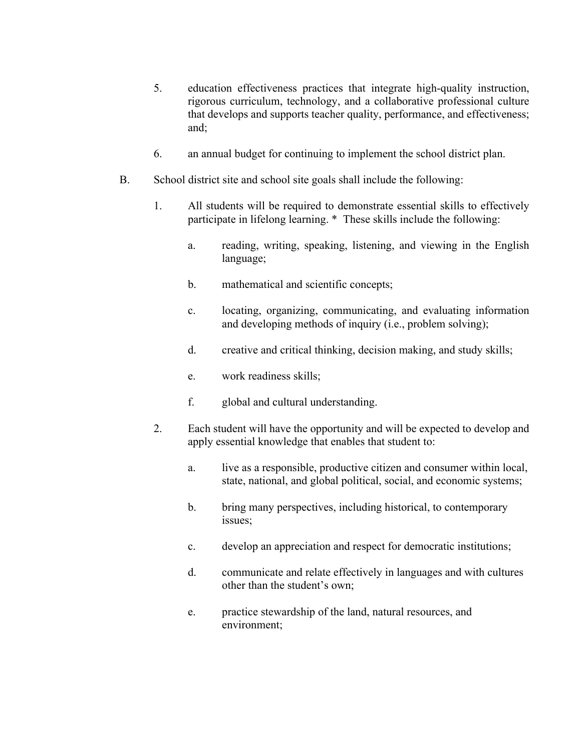5. education effectiveness practices that integrate high-quality instruction, rigorous curriculum, technology, and a collaborative professional culture that develops and supports teacher quality, performance, and effectiveness; and;

6. an annual budget for continuing to implement the school district plan.

B. School district site and school site goals shall include the following:

1. All students will be required to demonstrate essential skills to effectively participate in lifelong learning. * These skills include the following:

   a. reading, writing, speaking, listening, and viewing in the English language;

   b. mathematical and scientific concepts;

   c. locating, organizing, communicating, and evaluating information and developing methods of inquiry (i.e., problem solving);

   d. creative and critical thinking, decision making, and study skills;

   e. work readiness skills;

   f. global and cultural understanding.

2. Each student will have the opportunity and will be expected to develop and apply essential knowledge that enables that student to:

   a. live as a responsible, productive citizen and consumer within local, state, national, and global political, social, and economic systems;

   b. bring many perspectives, including historical, to contemporary issues;

   c. develop an appreciation and respect for democratic institutions;

   d. communicate and relate effectively in languages and with cultures other than the student's own;

   e. practice stewardship of the land, natural resources, and environment;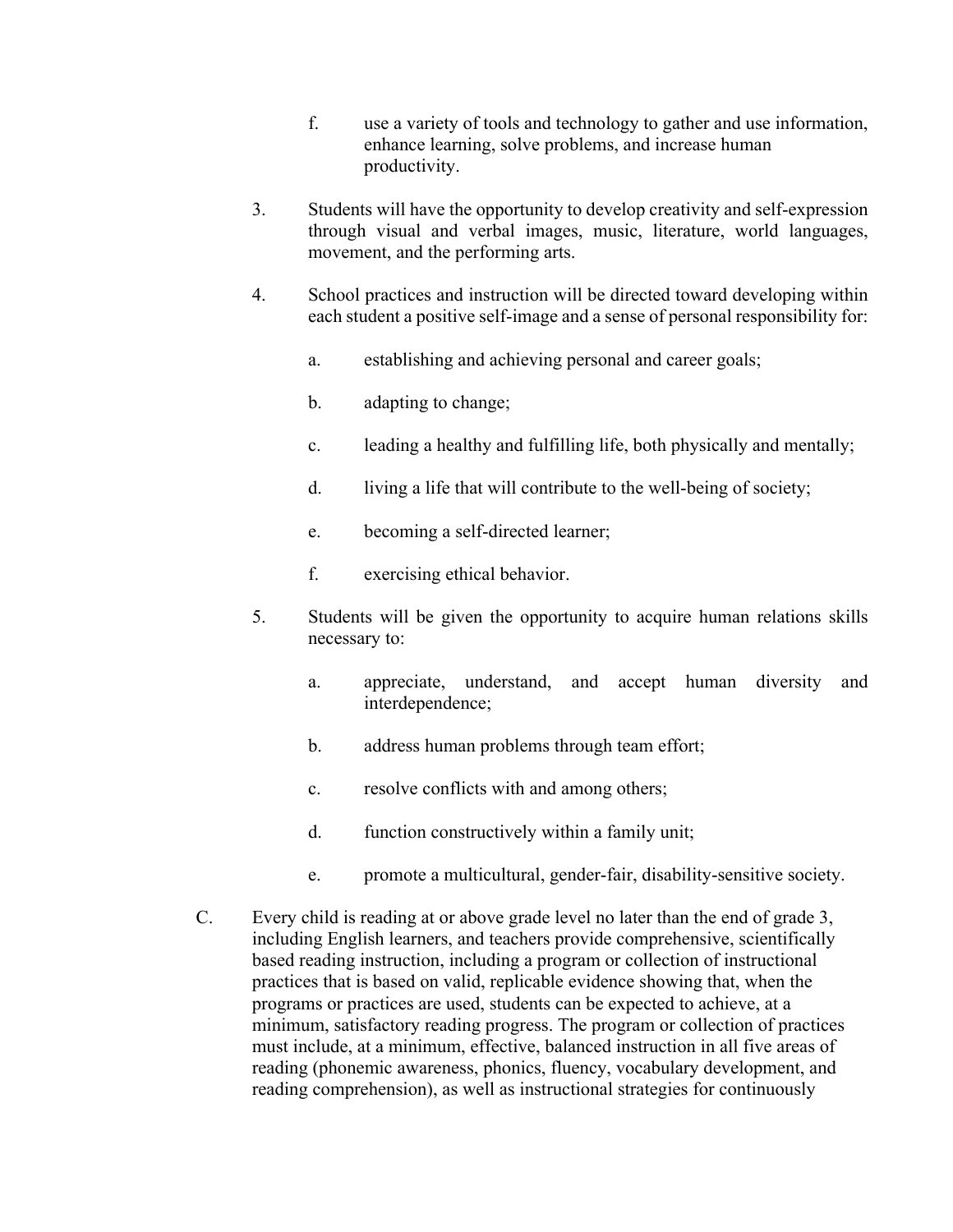f. use a variety of tools and technology to gather and use information, enhance learning, solve problems, and increase human productivity.

3. Students will have the opportunity to develop creativity and self-expression through visual and verbal images, music, literature, world languages, movement, and the performing arts.

4. School practices and instruction will be directed toward developing within each student a positive self-image and a sense of personal responsibility for:

   a. establishing and achieving personal and career goals;

   b. adapting to change;

   c. leading a healthy and fulfilling life, both physically and mentally;

   d. living a life that will contribute to the well-being of society;

   e. becoming a self-directed learner;

   f. exercising ethical behavior.

5. Students will be given the opportunity to acquire human relations skills necessary to:

   a. appreciate, understand, and accept human diversity and interdependence;

   b. address human problems through team effort;

   c. resolve conflicts with and among others;

   d. function constructively within a family unit;

   e. promote a multicultural, gender-fair, disability-sensitive society.

C. Every child is reading at or above grade level no later than the end of grade 3, including English learners, and teachers provide comprehensive, scientifically based reading instruction, including a program or collection of instructional practices that is based on valid, replicable evidence showing that, when the programs or practices are used, students can be expected to achieve, at a minimum, satisfactory reading progress. The program or collection of practices must include, at a minimum, effective, balanced instruction in all five areas of reading (phonemic awareness, phonics, fluency, vocabulary development, and reading comprehension), as well as instructional strategies for continuously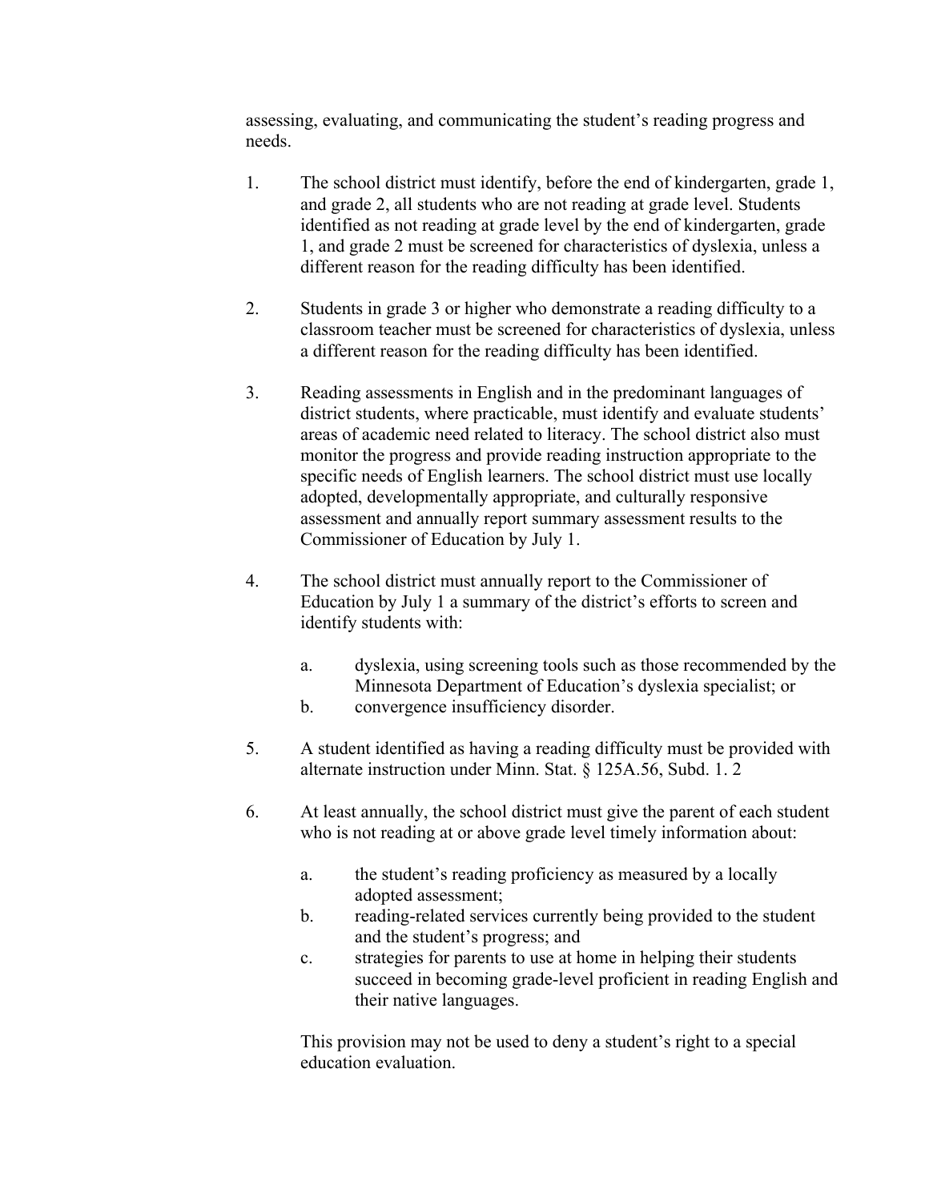assessing, evaluating, and communicating the student's reading progress and needs.

1. The school district must identify, before the end of kindergarten, grade 1, and grade 2, all students who are not reading at grade level. Students identified as not reading at grade level by the end of kindergarten, grade 1, and grade 2 must be screened for characteristics of dyslexia, unless a different reason for the reading difficulty has been identified.

2. Students in grade 3 or higher who demonstrate a reading difficulty to a classroom teacher must be screened for characteristics of dyslexia, unless a different reason for the reading difficulty has been identified.

3. Reading assessments in English and in the predominant languages of district students, where practicable, must identify and evaluate students' areas of academic need related to literacy. The school district also must monitor the progress and provide reading instruction appropriate to the specific needs of English learners. The school district must use locally adopted, developmentally appropriate, and culturally responsive assessment and annually report summary assessment results to the Commissioner of Education by July 1.

4. The school district must annually report to the Commissioner of Education by July 1 a summary of the district's efforts to screen and identify students with:

   a. dyslexia, using screening tools such as those recommended by the Minnesota Department of Education's dyslexia specialist; or
   b. convergence insufficiency disorder.

5. A student identified as having a reading difficulty must be provided with alternate instruction under Minn. Stat. § 125A.56, Subd. 1. 2

6. At least annually, the school district must give the parent of each student who is not reading at or above grade level timely information about:

   a. the student's reading proficiency as measured by a locally adopted assessment;
   b. reading-related services currently being provided to the student and the student's progress; and
   c. strategies for parents to use at home in helping their students succeed in becoming grade-level proficient in reading English and their native languages.

   This provision may not be used to deny a student's right to a special education evaluation.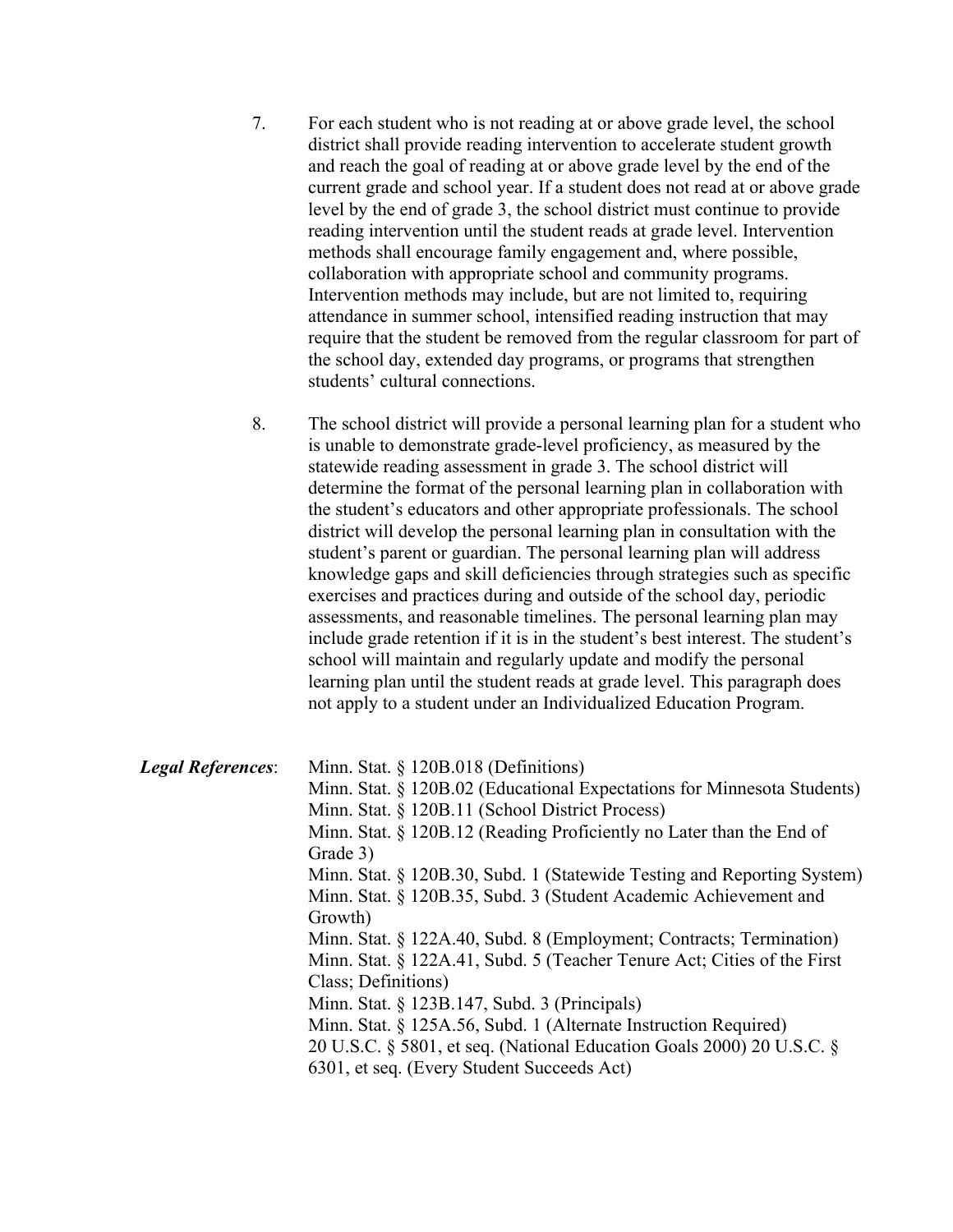7. For each student who is not reading at or above grade level, the school district shall provide reading intervention to accelerate student growth and reach the goal of reading at or above grade level by the end of the current grade and school year. If a student does not read at or above grade level by the end of grade 3, the school district must continue to provide reading intervention until the student reads at grade level. Intervention methods shall encourage family engagement and, where possible, collaboration with appropriate school and community programs. Intervention methods may include, but are not limited to, requiring attendance in summer school, intensified reading instruction that may require that the student be removed from the regular classroom for part of the school day, extended day programs, or programs that strengthen students' cultural connections.

8. The school district will provide a personal learning plan for a student who is unable to demonstrate grade-level proficiency, as measured by the statewide reading assessment in grade 3. The school district will determine the format of the personal learning plan in collaboration with the student's educators and other appropriate professionals. The school district will develop the personal learning plan in consultation with the student's parent or guardian. The personal learning plan will address knowledge gaps and skill deficiencies through strategies such as specific exercises and practices during and outside of the school day, periodic assessments, and reasonable timelines. The personal learning plan may include grade retention if it is in the student's best interest. The student's school will maintain and regularly update and modify the personal learning plan until the student reads at grade level. This paragraph does not apply to a student under an Individualized Education Program.

***Legal References***:

Minn. Stat. § 120B.018 (Definitions)
Minn. Stat. § 120B.02 (Educational Expectations for Minnesota Students)
Minn. Stat. § 120B.11 (School District Process)
Minn. Stat. § 120B.12 (Reading Proficiently no Later than the End of Grade 3)
Minn. Stat. § 120B.30, Subd. 1 (Statewide Testing and Reporting System)
Minn. Stat. § 120B.35, Subd. 3 (Student Academic Achievement and Growth)
Minn. Stat. § 122A.40, Subd. 8 (Employment; Contracts; Termination)
Minn. Stat. § 122A.41, Subd. 5 (Teacher Tenure Act; Cities of the First Class; Definitions)
Minn. Stat. § 123B.147, Subd. 3 (Principals)
Minn. Stat. § 125A.56, Subd. 1 (Alternate Instruction Required)
20 U.S.C. § 5801, et seq. (National Education Goals 2000) 20 U.S.C. § 6301, et seq. (Every Student Succeeds Act)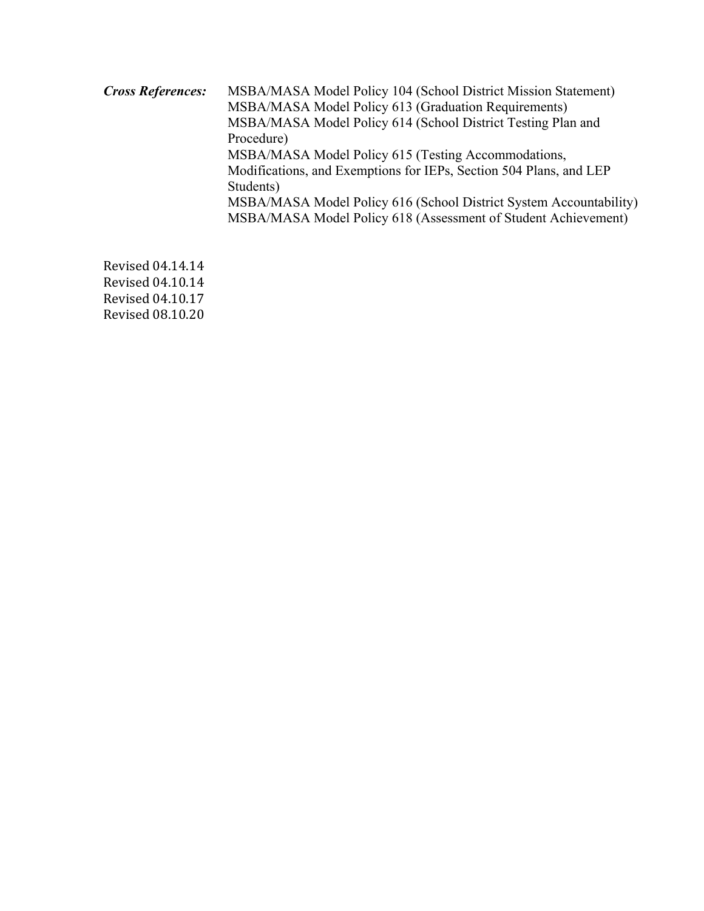***Cross References:*** MSBA/MASA Model Policy 104 (School District Mission Statement)
MSBA/MASA Model Policy 613 (Graduation Requirements)
MSBA/MASA Model Policy 614 (School District Testing Plan and Procedure)
MSBA/MASA Model Policy 615 (Testing Accommodations, Modifications, and Exemptions for IEPs, Section 504 Plans, and LEP Students)
MSBA/MASA Model Policy 616 (School District System Accountability)
MSBA/MASA Model Policy 618 (Assessment of Student Achievement)

Revised 04.14.14
Revised 04.10.14
Revised 04.10.17
Revised 08.10.20